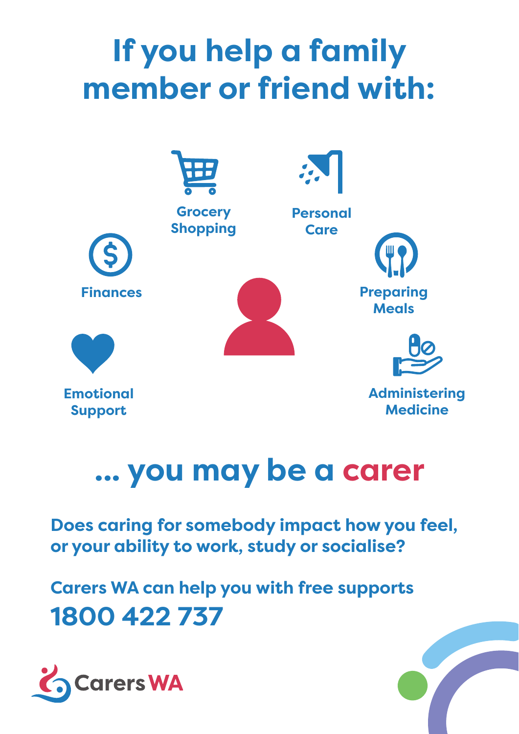# If you help a family member or friend with:

- Grocery Shopping
- Personal Care
- Finances
- Preparing Meals
- Emotional Support
- Administering Medicine

## ... you may be a carer

**Does caring for somebody impact how you feel, or your ability to work, study or socialise?**

**Carers WA can help you with free supports**

## 1800 422 737

Carers WA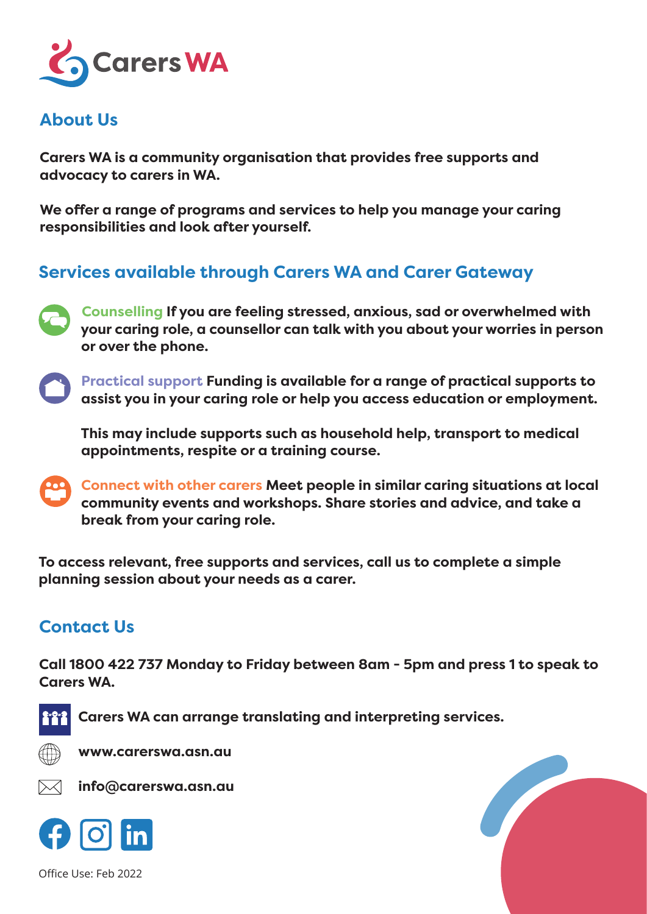Carers WA

## About Us

**Carers WA is a community organisation that provides free supports and advocacy to carers in WA.**

**We offer a range of programs and services to help you manage your caring responsibilities and look after yourself.**

## Services available through Carers WA and Carer Gateway

**Counselling** If you are feeling stressed, anxious, sad or overwhelmed with your caring role, a counsellor can talk with you about your worries in person or over the phone.

**Practical support** Funding is available for a range of practical supports to assist you in your caring role or help you access education or employment.

This may include supports such as household help, transport to medical appointments, respite or a training course.

**Connect with other carers** Meet people in similar caring situations at local community events and workshops. Share stories and advice, and take a break from your caring role.

**To access relevant, free supports and services, call us to complete a simple planning session about your needs as a carer.**

## Contact Us

**Call 1800 422 737 Monday to Friday between 8am - 5pm and press 1 to speak to Carers WA.**

**Carers WA can arrange translating and interpreting services.**

**www.carerswa.asn.au**

**info@carerswa.asn.au**

Office Use: Feb 2022